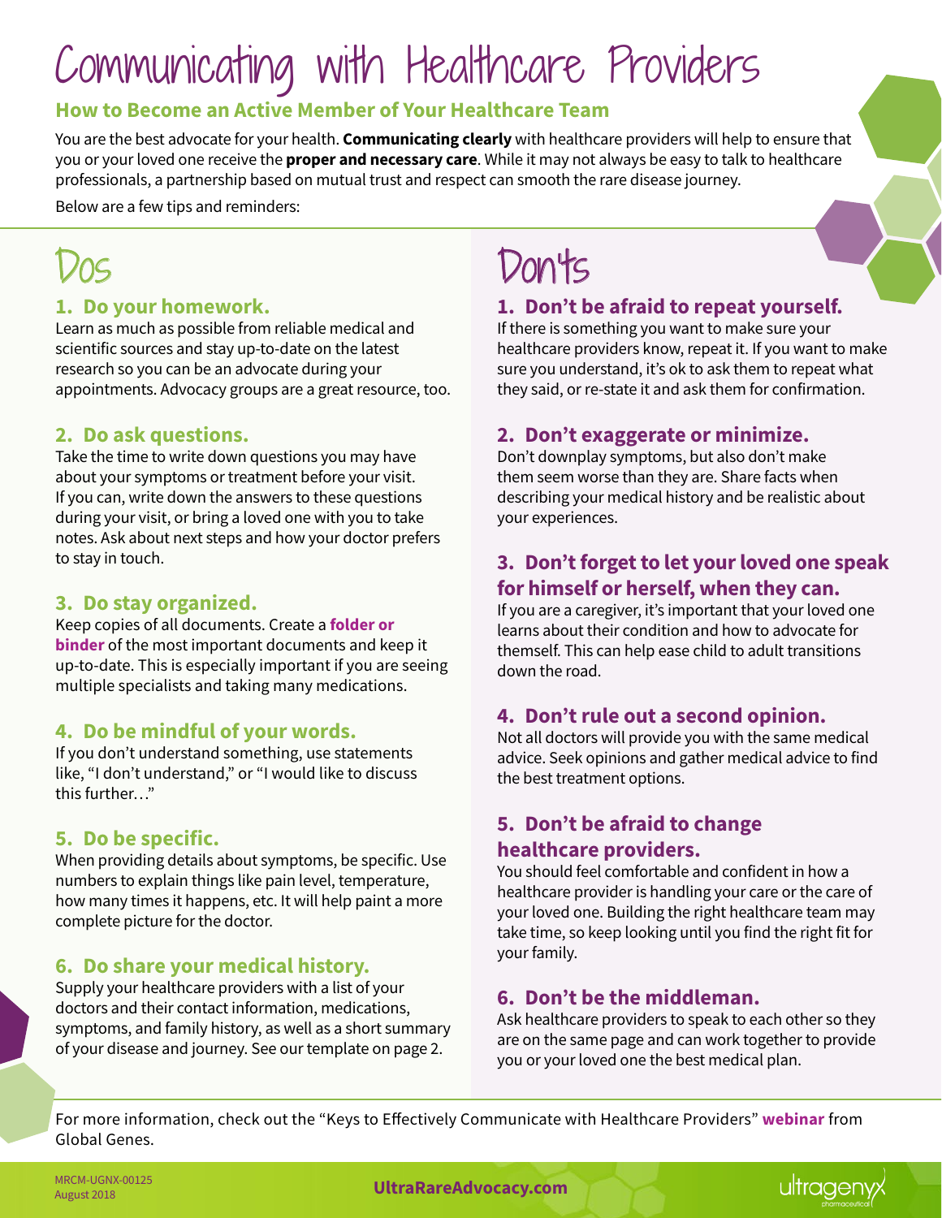# Communicating with Healthcare Providers

## How to Become an Active Member of Your Healthcare Team

You are the best advocate for your health. **Communicating clearly** with healthcare providers will help to ensure that you or your loved one receive the **proper and necessary care**. While it may not always be easy to talk to healthcare professionals, a partnership based on mutual trust and respect can smooth the rare disease journey.

Below are a few tips and reminders:

## Dos

### 1. Do your homework.

Learn as much as possible from reliable medical and scientific sources and stay up-to-date on the latest research so you can be an advocate during your appointments. Advocacy groups are a great resource, too.

### 2. Do ask questions.

Take the time to write down questions you may have about your symptoms or treatment before your visit. If you can, write down the answers to these questions during your visit, or bring a loved one with you to take notes. Ask about next steps and how your doctor prefers to stay in touch.

### 3. Do stay organized.

Keep copies of all documents. Create a **folder or binder** of the most important documents and keep it up-to-date. This is especially important if you are seeing multiple specialists and taking many medications.

### 4. Do be mindful of your words.

If you don't understand something, use statements like, "I don't understand," or "I would like to discuss this further…"

### 5. Do be specific.

When providing details about symptoms, be specific. Use numbers to explain things like pain level, temperature, how many times it happens, etc. It will help paint a more complete picture for the doctor.

### 6. Do share your medical history.

Supply your healthcare providers with a list of your doctors and their contact information, medications, symptoms, and family history, as well as a short summary of your disease and journey. See our template on page 2.

## Don'ts

### 1. Don't be afraid to repeat yourself.

If there is something you want to make sure your healthcare providers know, repeat it. If you want to make sure you understand, it's ok to ask them to repeat what they said, or re-state it and ask them for confirmation.

### 2. Don't exaggerate or minimize.

Don't downplay symptoms, but also don't make them seem worse than they are. Share facts when describing your medical history and be realistic about your experiences.

### 3. Don't forget to let your loved one speak for himself or herself, when they can.

If you are a caregiver, it's important that your loved one learns about their condition and how to advocate for themself. This can help ease child to adult transitions down the road.

### 4. Don't rule out a second opinion.

Not all doctors will provide you with the same medical advice. Seek opinions and gather medical advice to find the best treatment options.

### 5. Don't be afraid to change healthcare providers.

You should feel comfortable and confident in how a healthcare provider is handling your care or the care of your loved one. Building the right healthcare team may take time, so keep looking until you find the right fit for your family.

### 6. Don't be the middleman.

Ask healthcare providers to speak to each other so they are on the same page and can work together to provide you or your loved one the best medical plan.

For more information, check out the "Keys to Effectively Communicate with Healthcare Providers" **webinar** from Global Genes.

MRCM-UGNX-00125
August 2018

**UltraRareAdvocacy.com**

ultragenyx pharmaceutical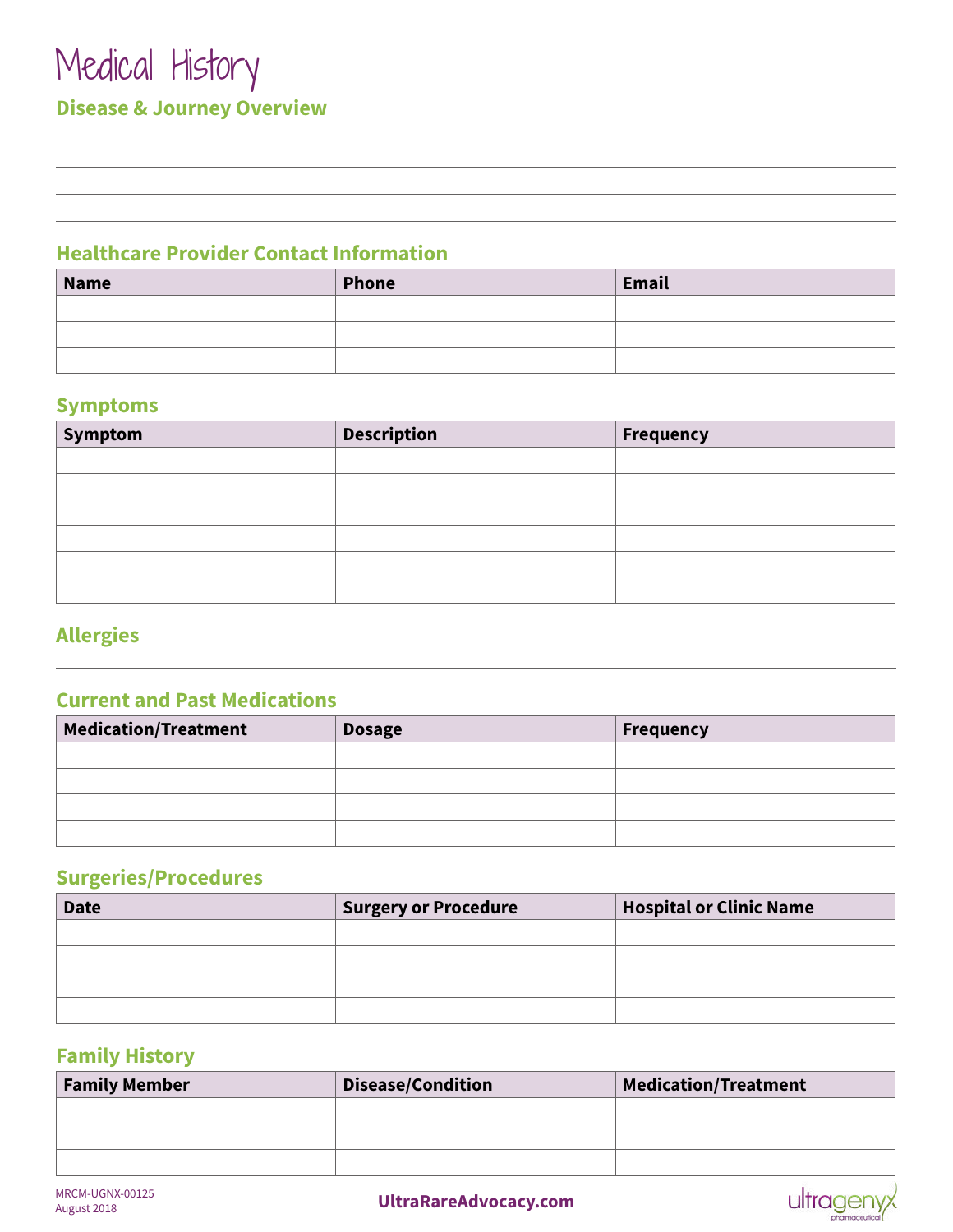# Medical History

## Disease & Journey Overview

## Healthcare Provider Contact Information

| Name | Phone | Email |
|---|---|---|
| | | |
| | | |
| | | |

## Symptoms

| Symptom | Description | Frequency |
|---|---|---|
| | | |
| | | |
| | | |
| | | |
| | | |
| | | |

## Allergies

## Current and Past Medications

| Medication/Treatment | Dosage | Frequency |
|---|---|---|
| | | |
| | | |
| | | |
| | | |

## Surgeries/Procedures

| Date | Surgery or Procedure | Hospital or Clinic Name |
|---|---|---|
| | | |
| | | |
| | | |
| | | |

## Family History

| Family Member | Disease/Condition | Medication/Treatment |
|---|---|---|
| | | |
| | | |
| | | |

MRCM-UGNX-00125
August 2018

**UltraRareAdvocacy.com**

ultragenyx pharmaceutical